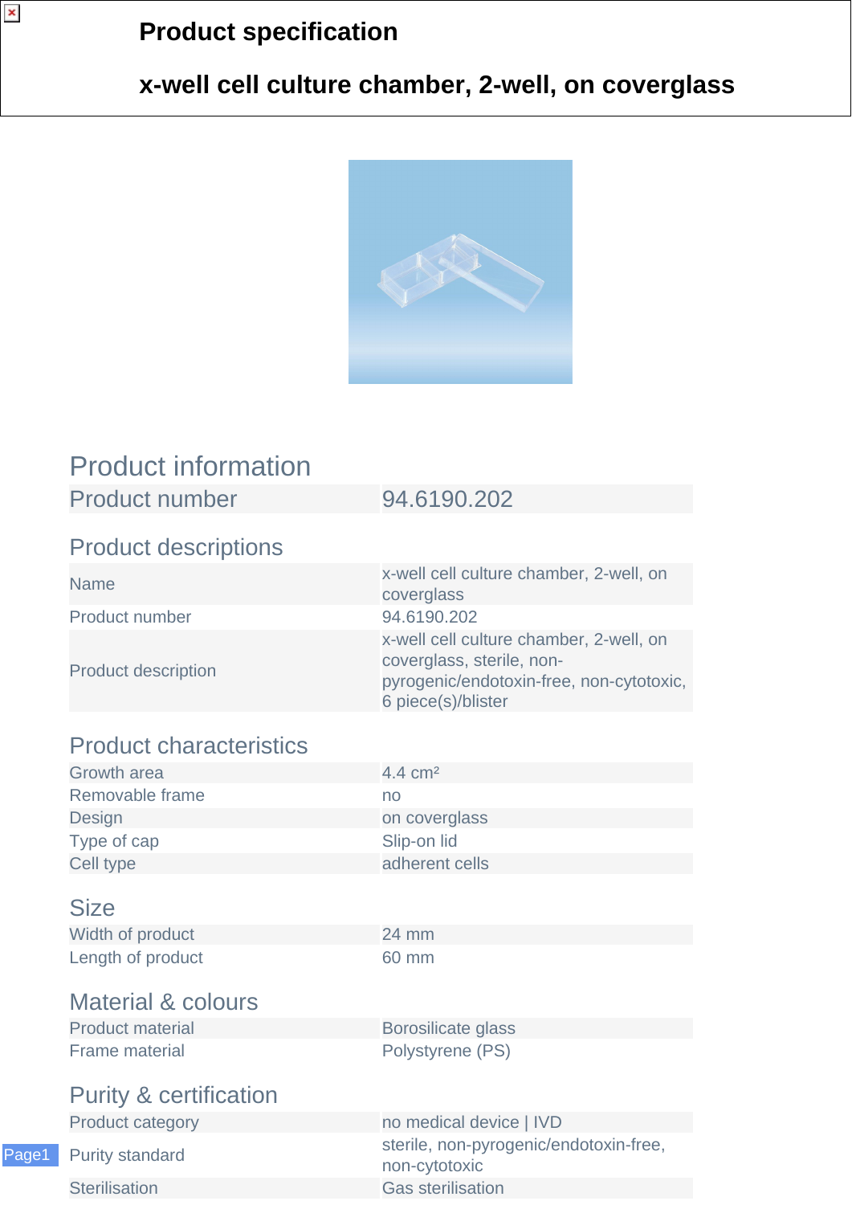# Product specification

## x-well cell culture chamber, 2-well, on coverglass

## Product information

| Product number | 94.6190.202 |
| --- | --- |

### Product descriptions

| | |
| --- | --- |
| Name | x-well cell culture chamber, 2-well, on coverglass |
| Product number | 94.6190.202 |
| Product description | x-well cell culture chamber, 2-well, on coverglass, sterile, non-pyrogenic/endotoxin-free, non-cytotoxic, 6 piece(s)/blister |

### Product characteristics

| | |
| --- | --- |
| Growth area | 4.4 cm² |
| Removable frame | no |
| Design | on coverglass |
| Type of cap | Slip-on lid |
| Cell type | adherent cells |

### Size

| | |
| --- | --- |
| Width of product | 24 mm |
| Length of product | 60 mm |

### Material & colours

| | |
| --- | --- |
| Product material | Borosilicate glass |
| Frame material | Polystyrene (PS) |

### Purity & certification

| | |
| --- | --- |
| Product category | no medical device \| IVD |
| Purity standard | sterile, non-pyrogenic/endotoxin-free, non-cytotoxic |
| Sterilisation | Gas sterilisation |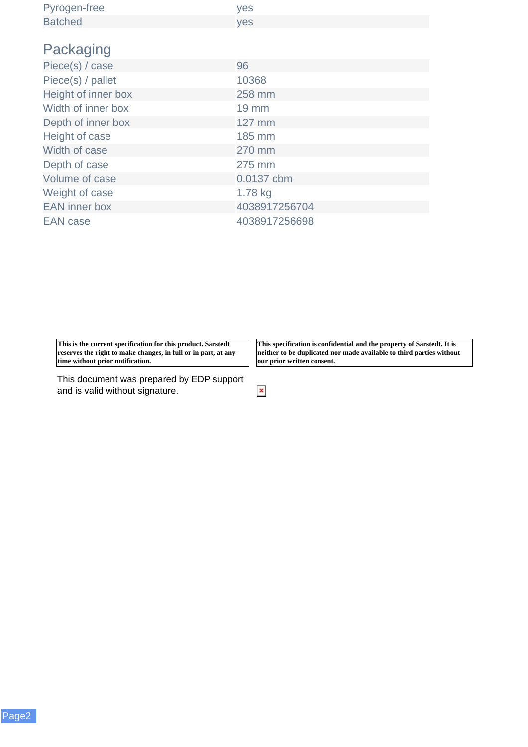| | |
|---|---|
| Pyrogen-free | yes |
| Batched | yes |

## Packaging

| | |
|---|---|
| Piece(s) / case | 96 |
| Piece(s) / pallet | 10368 |
| Height of inner box | 258 mm |
| Width of inner box | 19 mm |
| Depth of inner box | 127 mm |
| Height of case | 185 mm |
| Width of case | 270 mm |
| Depth of case | 275 mm |
| Volume of case | 0.0137 cbm |
| Weight of case | 1.78 kg |
| EAN inner box | 4038917256704 |
| EAN case | 4038917256698 |

**This is the current specification for this product. Sarstedt reserves the right to make changes, in full or in part, at any time without prior notification.**

**This specification is confidential and the property of Sarstedt. It is neither to be duplicated nor made available to third parties without our prior written consent.**

This document was prepared by EDP support and is valid without signature.